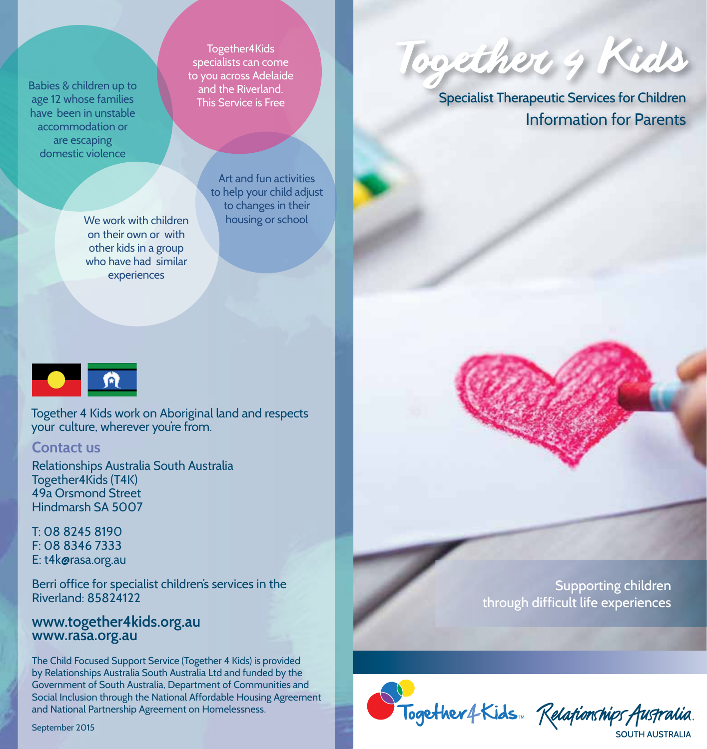Babies & children up to age 12 whose families have been in unstable accommodation or are escaping domestic violence

Together4Kids specialists can come to you across Adelaide and the Riverland. This Service is Free

We work with children on their own or with other kids in a group who have had similar experiences

Art and fun activities to help your child adjust to changes in their housing or school

Together 4 Kids work on Aboriginal land and respects your culture, wherever you're from.

## Contact us

Relationships Australia South Australia
Together4Kids (T4K)
49a Orsmond Street
Hindmarsh SA 5007

T: 08 8245 8190
F: 08 8346 7333
E: t4k@rasa.org.au

Berri office for specialist children's services in the Riverland: 85824122

**www.together4kids.org.au**
**www.rasa.org.au**

The Child Focused Support Service (Together 4 Kids) is provided by Relationships Australia South Australia Ltd and funded by the Government of South Australia, Department of Communities and Social Inclusion through the National Affordable Housing Agreement and National Partnership Agreement on Homelessness.

September 2015

# Together 4 Kids

## Specialist Therapeutic Services for Children

Information for Parents

Supporting children through difficult life experiences

Together4Kids™ Relationships Australia SOUTH AUSTRALIA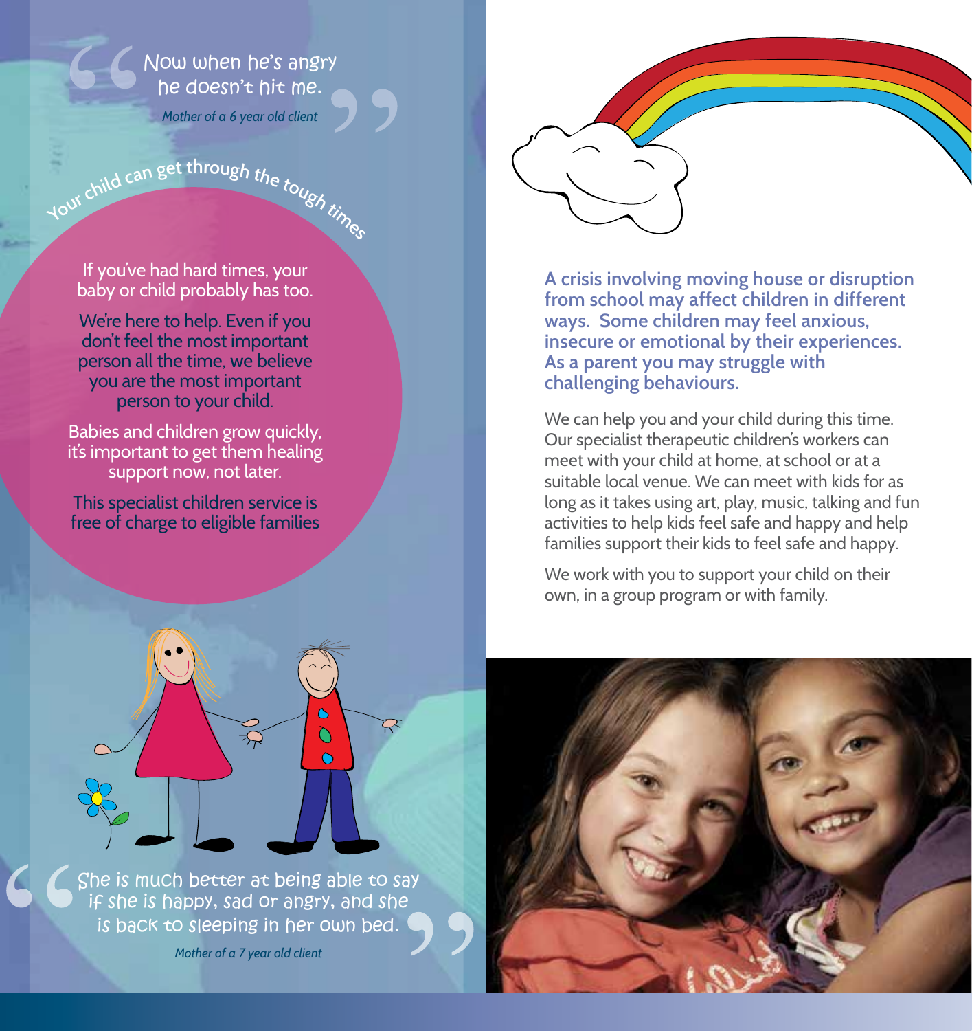> Now when he's angry he doesn't hit me.
>
> *Mother of a 6 year old client*

## Your child can get through the tough times

If you've had hard times, your baby or child probably has too.

We're here to help. Even if you don't feel the most important person all the time, we believe you are the most important person to your child.

Babies and children grow quickly, it's important to get them healing support now, not later.

This specialist children service is free of charge to eligible families

> She is much better at being able to say if she is happy, sad or angry, and she is back to sleeping in her own bed.
>
> *Mother of a 7 year old client*

**A crisis involving moving house or disruption from school may affect children in different ways. Some children may feel anxious, insecure or emotional by their experiences. As a parent you may struggle with challenging behaviours.**

We can help you and your child during this time. Our specialist therapeutic children's workers can meet with your child at home, at school or at a suitable local venue. We can meet with kids for as long as it takes using art, play, music, talking and fun activities to help kids feel safe and happy and help families support their kids to feel safe and happy.

We work with you to support your child on their own, in a group program or with family.